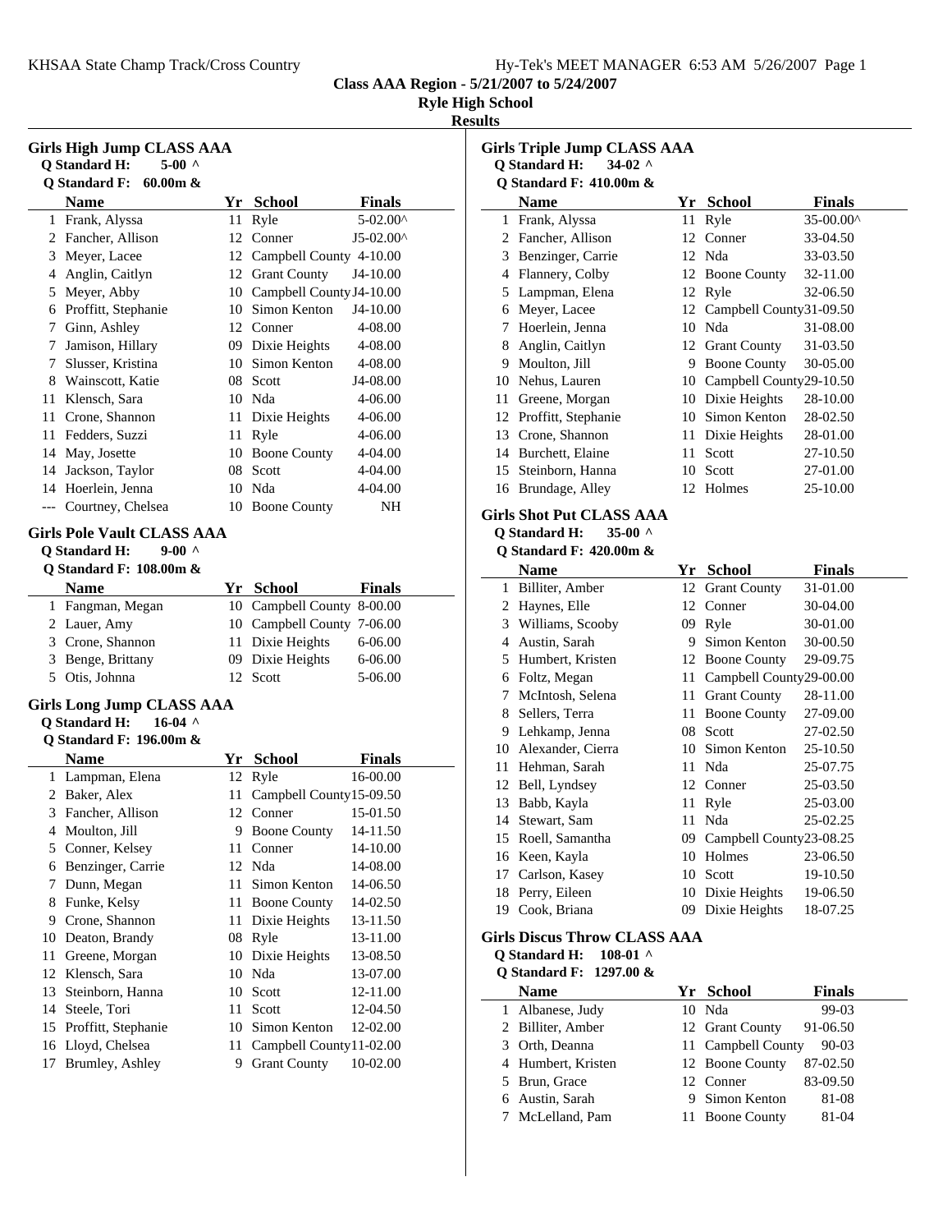KHSAA State Champ Track/Cross Country

Hy-Tek's MEET MANAGER 6:53 AM 5/26/2007 Page 1

**Class AAA Region - 5/21/2007 to 5/24/2007**

**Ryle High School**

**Results**

### Girls High Jump CLASS AAA

**Q Standard H: 5-00 ^**

**Q Standard F: 60.00m &**

| | Name | Yr | School | Finals |
|---|---|---|---|---|
| 1 | Frank, Alyssa | 11 | Ryle | 5-02.00^ |
| 2 | Fancher, Allison | 12 | Conner | J5-02.00^ |
| 3 | Meyer, Lacee | 12 | Campbell County | 4-10.00 |
| 4 | Anglin, Caitlyn | 12 | Grant County | J4-10.00 |
| 5 | Meyer, Abby | 10 | Campbell County | J4-10.00 |
| 6 | Proffitt, Stephanie | 10 | Simon Kenton | J4-10.00 |
| 7 | Ginn, Ashley | 12 | Conner | 4-08.00 |
| 7 | Jamison, Hillary | 09 | Dixie Heights | 4-08.00 |
| 7 | Slusser, Kristina | 10 | Simon Kenton | 4-08.00 |
| 8 | Wainscott, Katie | 08 | Scott | J4-08.00 |
| 11 | Klensch, Sara | 10 | Nda | 4-06.00 |
| 11 | Crone, Shannon | 11 | Dixie Heights | 4-06.00 |
| 11 | Fedders, Suzzi | 11 | Ryle | 4-06.00 |
| 14 | May, Josette | 10 | Boone County | 4-04.00 |
| 14 | Jackson, Taylor | 08 | Scott | 4-04.00 |
| 14 | Hoerlein, Jenna | 10 | Nda | 4-04.00 |
| --- | Courtney, Chelsea | 10 | Boone County | NH |

### Girls Pole Vault CLASS AAA

**Q Standard H: 9-00 ^**

**Q Standard F: 108.00m &**

| | Name | Yr | School | Finals |
|---|---|---|---|---|
| 1 | Fangman, Megan | 10 | Campbell County | 8-00.00 |
| 2 | Lauer, Amy | 10 | Campbell County | 7-06.00 |
| 3 | Crone, Shannon | 11 | Dixie Heights | 6-06.00 |
| 3 | Benge, Brittany | 09 | Dixie Heights | 6-06.00 |
| 5 | Otis, Johnna | 12 | Scott | 5-06.00 |

### Girls Long Jump CLASS AAA

**Q Standard H: 16-04 ^**

**Q Standard F: 196.00m &**

| | Name | Yr | School | Finals |
|---|---|---|---|---|
| 1 | Lampman, Elena | 12 | Ryle | 16-00.00 |
| 2 | Baker, Alex | 11 | Campbell County | 15-09.50 |
| 3 | Fancher, Allison | 12 | Conner | 15-01.50 |
| 4 | Moulton, Jill | 9 | Boone County | 14-11.50 |
| 5 | Conner, Kelsey | 11 | Conner | 14-10.00 |
| 6 | Benzinger, Carrie | 12 | Nda | 14-08.00 |
| 7 | Dunn, Megan | 11 | Simon Kenton | 14-06.50 |
| 8 | Funke, Kelsy | 11 | Boone County | 14-02.50 |
| 9 | Crone, Shannon | 11 | Dixie Heights | 13-11.50 |
| 10 | Deaton, Brandy | 08 | Ryle | 13-11.00 |
| 11 | Greene, Morgan | 10 | Dixie Heights | 13-08.50 |
| 12 | Klensch, Sara | 10 | Nda | 13-07.00 |
| 13 | Steinborn, Hanna | 10 | Scott | 12-11.00 |
| 14 | Steele, Tori | 11 | Scott | 12-04.50 |
| 15 | Proffitt, Stephanie | 10 | Simon Kenton | 12-02.00 |
| 16 | Lloyd, Chelsea | 11 | Campbell County | 11-02.00 |
| 17 | Brumley, Ashley | 9 | Grant County | 10-02.00 |

### Girls Triple Jump CLASS AAA

**Q Standard H: 34-02 ^**

**Q Standard F: 410.00m &**

| | Name | Yr | School | Finals |
|---|---|---|---|---|
| 1 | Frank, Alyssa | 11 | Ryle | 35-00.00^ |
| 2 | Fancher, Allison | 12 | Conner | 33-04.50 |
| 3 | Benzinger, Carrie | 12 | Nda | 33-03.50 |
| 4 | Flannery, Colby | 12 | Boone County | 32-11.00 |
| 5 | Lampman, Elena | 12 | Ryle | 32-06.50 |
| 6 | Meyer, Lacee | 12 | Campbell County | 31-09.50 |
| 7 | Hoerlein, Jenna | 10 | Nda | 31-08.00 |
| 8 | Anglin, Caitlyn | 12 | Grant County | 31-03.50 |
| 9 | Moulton, Jill | 9 | Boone County | 30-05.00 |
| 10 | Nehus, Lauren | 10 | Campbell County | 29-10.50 |
| 11 | Greene, Morgan | 10 | Dixie Heights | 28-10.00 |
| 12 | Proffitt, Stephanie | 10 | Simon Kenton | 28-02.50 |
| 13 | Crone, Shannon | 11 | Dixie Heights | 28-01.00 |
| 14 | Burchett, Elaine | 11 | Scott | 27-10.50 |
| 15 | Steinborn, Hanna | 10 | Scott | 27-01.00 |
| 16 | Brundage, Alley | 12 | Holmes | 25-10.00 |

### Girls Shot Put CLASS AAA

**Q Standard H: 35-00 ^**

**Q Standard F: 420.00m &**

| | Name | Yr | School | Finals |
|---|---|---|---|---|
| 1 | Billiter, Amber | 12 | Grant County | 31-01.00 |
| 2 | Haynes, Elle | 12 | Conner | 30-04.00 |
| 3 | Williams, Scooby | 09 | Ryle | 30-01.00 |
| 4 | Austin, Sarah | 9 | Simon Kenton | 30-00.50 |
| 5 | Humbert, Kristen | 12 | Boone County | 29-09.75 |
| 6 | Foltz, Megan | 11 | Campbell County | 29-00.00 |
| 7 | McIntosh, Selena | 11 | Grant County | 28-11.00 |
| 8 | Sellers, Terra | 11 | Boone County | 27-09.00 |
| 9 | Lehkamp, Jenna | 08 | Scott | 27-02.50 |
| 10 | Alexander, Cierra | 10 | Simon Kenton | 25-10.50 |
| 11 | Hehman, Sarah | 11 | Nda | 25-07.75 |
| 12 | Bell, Lyndsey | 12 | Conner | 25-03.50 |
| 13 | Babb, Kayla | 11 | Ryle | 25-03.00 |
| 14 | Stewart, Sam | 11 | Nda | 25-02.25 |
| 15 | Roell, Samantha | 09 | Campbell County | 23-08.25 |
| 16 | Keen, Kayla | 10 | Holmes | 23-06.50 |
| 17 | Carlson, Kasey | 10 | Scott | 19-10.50 |
| 18 | Perry, Eileen | 10 | Dixie Heights | 19-06.50 |
| 19 | Cook, Briana | 09 | Dixie Heights | 18-07.25 |

### Girls Discus Throw CLASS AAA

**Q Standard H: 108-01 ^**

**Q Standard F: 1297.00 &**

| | Name | Yr | School | Finals |
|---|---|---|---|---|
| 1 | Albanese, Judy | 10 | Nda | 99-03 |
| 2 | Billiter, Amber | 12 | Grant County | 91-06.50 |
| 3 | Orth, Deanna | 11 | Campbell County | 90-03 |
| 4 | Humbert, Kristen | 12 | Boone County | 87-02.50 |
| 5 | Brun, Grace | 12 | Conner | 83-09.50 |
| 6 | Austin, Sarah | 9 | Simon Kenton | 81-08 |
| 7 | McLelland, Pam | 11 | Boone County | 81-04 |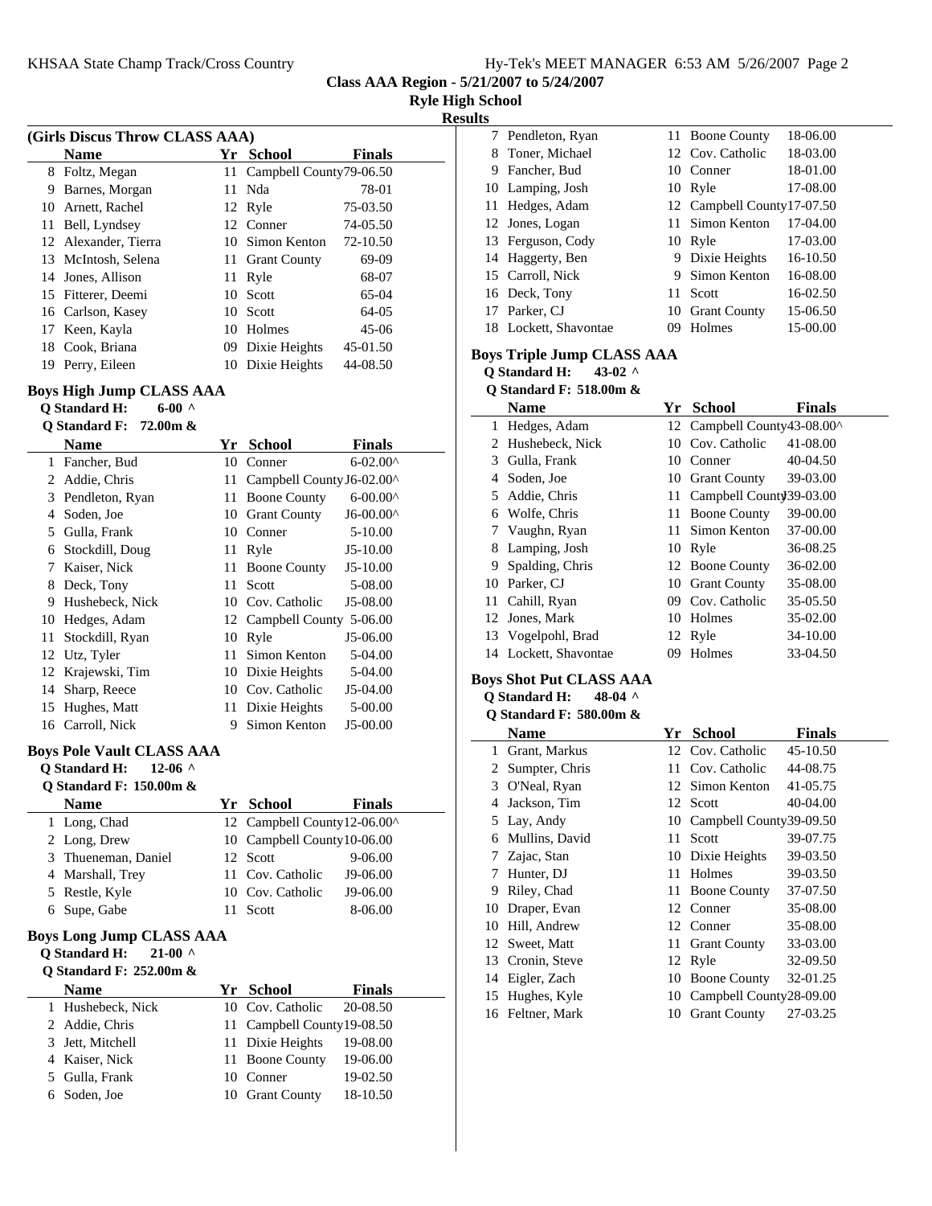**Class AAA Region - 5/21/2007 to 5/24/2007**

**Ryle High School**

**Results**

### (Girls Discus Throw CLASS AAA)

| | Name | Yr | School | Finals |
|---|---|---|---|---|
| 8 | Foltz, Megan | 11 | Campbell County | 79-06.50 |
| 9 | Barnes, Morgan | 11 | Nda | 78-01 |
| 10 | Arnett, Rachel | 12 | Ryle | 75-03.50 |
| 11 | Bell, Lyndsey | 12 | Conner | 74-05.50 |
| 12 | Alexander, Tierra | 10 | Simon Kenton | 72-10.50 |
| 13 | McIntosh, Selena | 11 | Grant County | 69-09 |
| 14 | Jones, Allison | 11 | Ryle | 68-07 |
| 15 | Fitterer, Deemi | 10 | Scott | 65-04 |
| 16 | Carlson, Kasey | 10 | Scott | 64-05 |
| 17 | Keen, Kayla | 10 | Holmes | 45-06 |
| 18 | Cook, Briana | 09 | Dixie Heights | 45-01.50 |
| 19 | Perry, Eileen | 10 | Dixie Heights | 44-08.50 |

### Boys High Jump CLASS AAA

**Q Standard H: 6-00 ^**

**Q Standard F: 72.00m &**

| | Name | Yr | School | Finals |
|---|---|---|---|---|
| 1 | Fancher, Bud | 10 | Conner | 6-02.00^ |
| 2 | Addie, Chris | 11 | Campbell County | J6-02.00^ |
| 3 | Pendleton, Ryan | 11 | Boone County | 6-00.00^ |
| 4 | Soden, Joe | 10 | Grant County | J6-00.00^ |
| 5 | Gulla, Frank | 10 | Conner | 5-10.00 |
| 6 | Stockdill, Doug | 11 | Ryle | J5-10.00 |
| 7 | Kaiser, Nick | 11 | Boone County | J5-10.00 |
| 8 | Deck, Tony | 11 | Scott | 5-08.00 |
| 9 | Hushebeck, Nick | 10 | Cov. Catholic | J5-08.00 |
| 10 | Hedges, Adam | 12 | Campbell County | 5-06.00 |
| 11 | Stockdill, Ryan | 10 | Ryle | J5-06.00 |
| 12 | Utz, Tyler | 11 | Simon Kenton | 5-04.00 |
| 12 | Krajewski, Tim | 10 | Dixie Heights | 5-04.00 |
| 14 | Sharp, Reece | 10 | Cov. Catholic | J5-04.00 |
| 15 | Hughes, Matt | 11 | Dixie Heights | 5-00.00 |
| 16 | Carroll, Nick | 9 | Simon Kenton | J5-00.00 |

### Boys Pole Vault CLASS AAA

**Q Standard H: 12-06 ^**

**Q Standard F: 150.00m &**

| | Name | Yr | School | Finals |
|---|---|---|---|---|
| 1 | Long, Chad | 12 | Campbell County | 12-06.00^ |
| 2 | Long, Drew | 10 | Campbell County | 10-06.00 |
| 3 | Thueneman, Daniel | 12 | Scott | 9-06.00 |
| 4 | Marshall, Trey | 11 | Cov. Catholic | J9-06.00 |
| 5 | Restle, Kyle | 10 | Cov. Catholic | J9-06.00 |
| 6 | Supe, Gabe | 11 | Scott | 8-06.00 |

### Boys Long Jump CLASS AAA

**Q Standard H: 21-00 ^**

**Q Standard F: 252.00m &**

| | Name | Yr | School | Finals |
|---|---|---|---|---|
| 1 | Hushebeck, Nick | 10 | Cov. Catholic | 20-08.50 |
| 2 | Addie, Chris | 11 | Campbell County | 19-08.50 |
| 3 | Jett, Mitchell | 11 | Dixie Heights | 19-08.00 |
| 4 | Kaiser, Nick | 11 | Boone County | 19-06.00 |
| 5 | Gulla, Frank | 10 | Conner | 19-02.50 |
| 6 | Soden, Joe | 10 | Grant County | 18-10.50 |
| 7 | Pendleton, Ryan | 11 | Boone County | 18-06.00 |
| 8 | Toner, Michael | 12 | Cov. Catholic | 18-03.00 |
| 9 | Fancher, Bud | 10 | Conner | 18-01.00 |
| 10 | Lamping, Josh | 10 | Ryle | 17-08.00 |
| 11 | Hedges, Adam | 12 | Campbell County | 17-07.50 |
| 12 | Jones, Logan | 11 | Simon Kenton | 17-04.00 |
| 13 | Ferguson, Cody | 10 | Ryle | 17-03.00 |
| 14 | Haggerty, Ben | 9 | Dixie Heights | 16-10.50 |
| 15 | Carroll, Nick | 9 | Simon Kenton | 16-08.00 |
| 16 | Deck, Tony | 11 | Scott | 16-02.50 |
| 17 | Parker, CJ | 10 | Grant County | 15-06.50 |
| 18 | Lockett, Shavontae | 09 | Holmes | 15-00.00 |

### Boys Triple Jump CLASS AAA

**Q Standard H: 43-02 ^**

**Q Standard F: 518.00m &**

| | Name | Yr | School | Finals |
|---|---|---|---|---|
| 1 | Hedges, Adam | 12 | Campbell County | 43-08.00^ |
| 2 | Hushebeck, Nick | 10 | Cov. Catholic | 41-08.00 |
| 3 | Gulla, Frank | 10 | Conner | 40-04.50 |
| 4 | Soden, Joe | 10 | Grant County | 39-03.00 |
| 5 | Addie, Chris | 11 | Campbell County | J39-03.00 |
| 6 | Wolfe, Chris | 11 | Boone County | 39-00.00 |
| 7 | Vaughn, Ryan | 11 | Simon Kenton | 37-00.00 |
| 8 | Lamping, Josh | 10 | Ryle | 36-08.25 |
| 9 | Spalding, Chris | 12 | Boone County | 36-02.00 |
| 10 | Parker, CJ | 10 | Grant County | 35-08.00 |
| 11 | Cahill, Ryan | 09 | Cov. Catholic | 35-05.50 |
| 12 | Jones, Mark | 10 | Holmes | 35-02.00 |
| 13 | Vogelpohl, Brad | 12 | Ryle | 34-10.00 |
| 14 | Lockett, Shavontae | 09 | Holmes | 33-04.50 |

### Boys Shot Put CLASS AAA

**Q Standard H: 48-04 ^**

**Q Standard F: 580.00m &**

| | Name | Yr | School | Finals |
|---|---|---|---|---|
| 1 | Grant, Markus | 12 | Cov. Catholic | 45-10.50 |
| 2 | Sumpter, Chris | 11 | Cov. Catholic | 44-08.75 |
| 3 | O'Neal, Ryan | 12 | Simon Kenton | 41-05.75 |
| 4 | Jackson, Tim | 12 | Scott | 40-04.00 |
| 5 | Lay, Andy | 10 | Campbell County | 39-09.50 |
| 6 | Mullins, David | 11 | Scott | 39-07.75 |
| 7 | Zajac, Stan | 10 | Dixie Heights | 39-03.50 |
| 7 | Hunter, DJ | 11 | Holmes | 39-03.50 |
| 9 | Riley, Chad | 11 | Boone County | 37-07.50 |
| 10 | Draper, Evan | 12 | Conner | 35-08.00 |
| 10 | Hill, Andrew | 12 | Conner | 35-08.00 |
| 12 | Sweet, Matt | 11 | Grant County | 33-03.00 |
| 13 | Cronin, Steve | 12 | Ryle | 32-09.50 |
| 14 | Eigler, Zach | 10 | Boone County | 32-01.25 |
| 15 | Hughes, Kyle | 10 | Campbell County | 28-09.00 |
| 16 | Feltner, Mark | 10 | Grant County | 27-03.25 |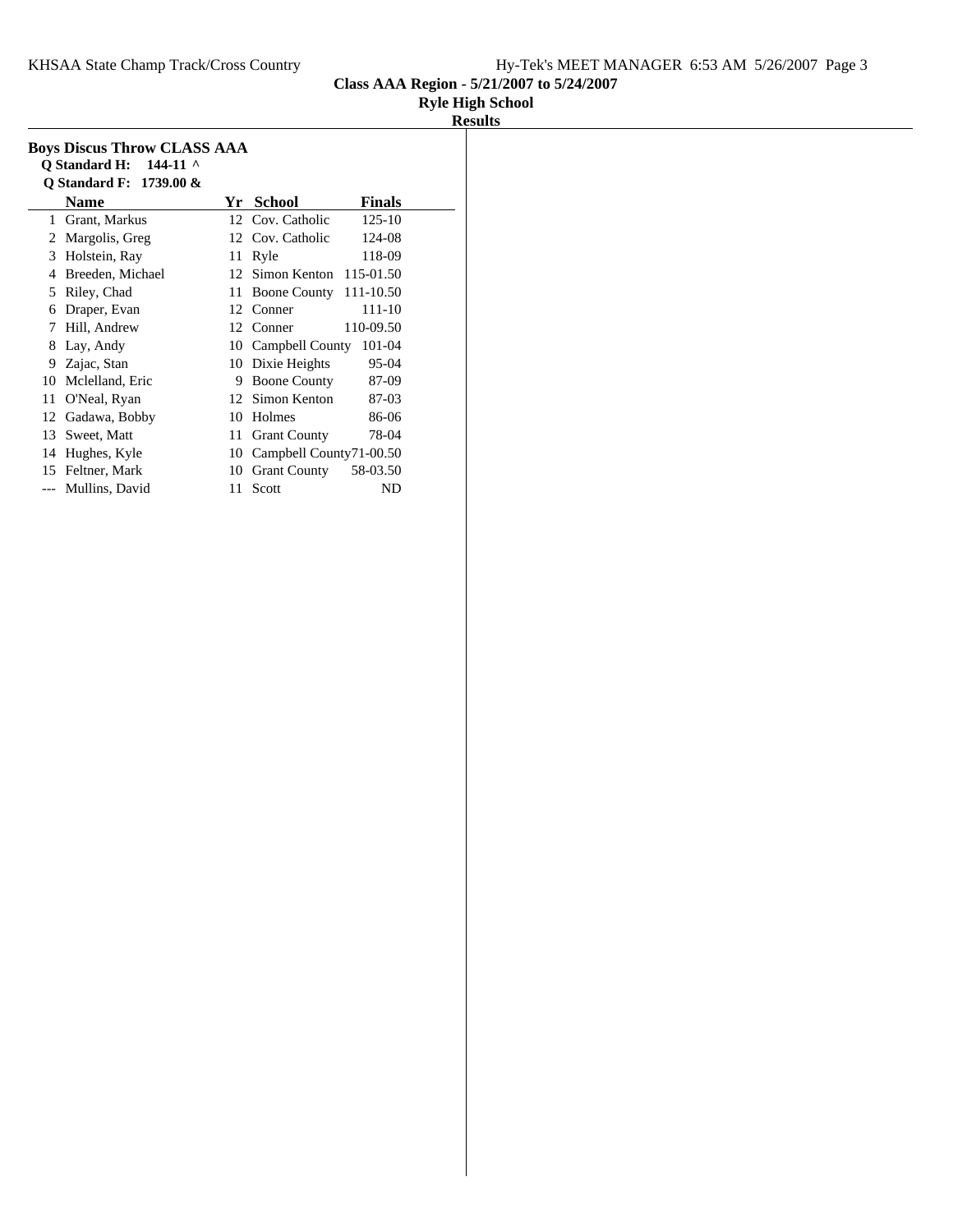**Class AAA Region - 5/21/2007 to 5/24/2007**

**Ryle High School**

**Results**

## Boys Discus Throw CLASS AAA

**Q Standard H: 144-11 ^**

**Q Standard F: 1739.00 &**

| | Name | Yr | School | Finals |
|---|---|---|---|---|
| 1 | Grant, Markus | 12 | Cov. Catholic | 125-10 |
| 2 | Margolis, Greg | 12 | Cov. Catholic | 124-08 |
| 3 | Holstein, Ray | 11 | Ryle | 118-09 |
| 4 | Breeden, Michael | 12 | Simon Kenton | 115-01.50 |
| 5 | Riley, Chad | 11 | Boone County | 111-10.50 |
| 6 | Draper, Evan | 12 | Conner | 111-10 |
| 7 | Hill, Andrew | 12 | Conner | 110-09.50 |
| 8 | Lay, Andy | 10 | Campbell County | 101-04 |
| 9 | Zajac, Stan | 10 | Dixie Heights | 95-04 |
| 10 | Mclelland, Eric | 9 | Boone County | 87-09 |
| 11 | O'Neal, Ryan | 12 | Simon Kenton | 87-03 |
| 12 | Gadawa, Bobby | 10 | Holmes | 86-06 |
| 13 | Sweet, Matt | 11 | Grant County | 78-04 |
| 14 | Hughes, Kyle | 10 | Campbell County | 71-00.50 |
| 15 | Feltner, Mark | 10 | Grant County | 58-03.50 |
| --- | Mullins, David | 11 | Scott | ND |